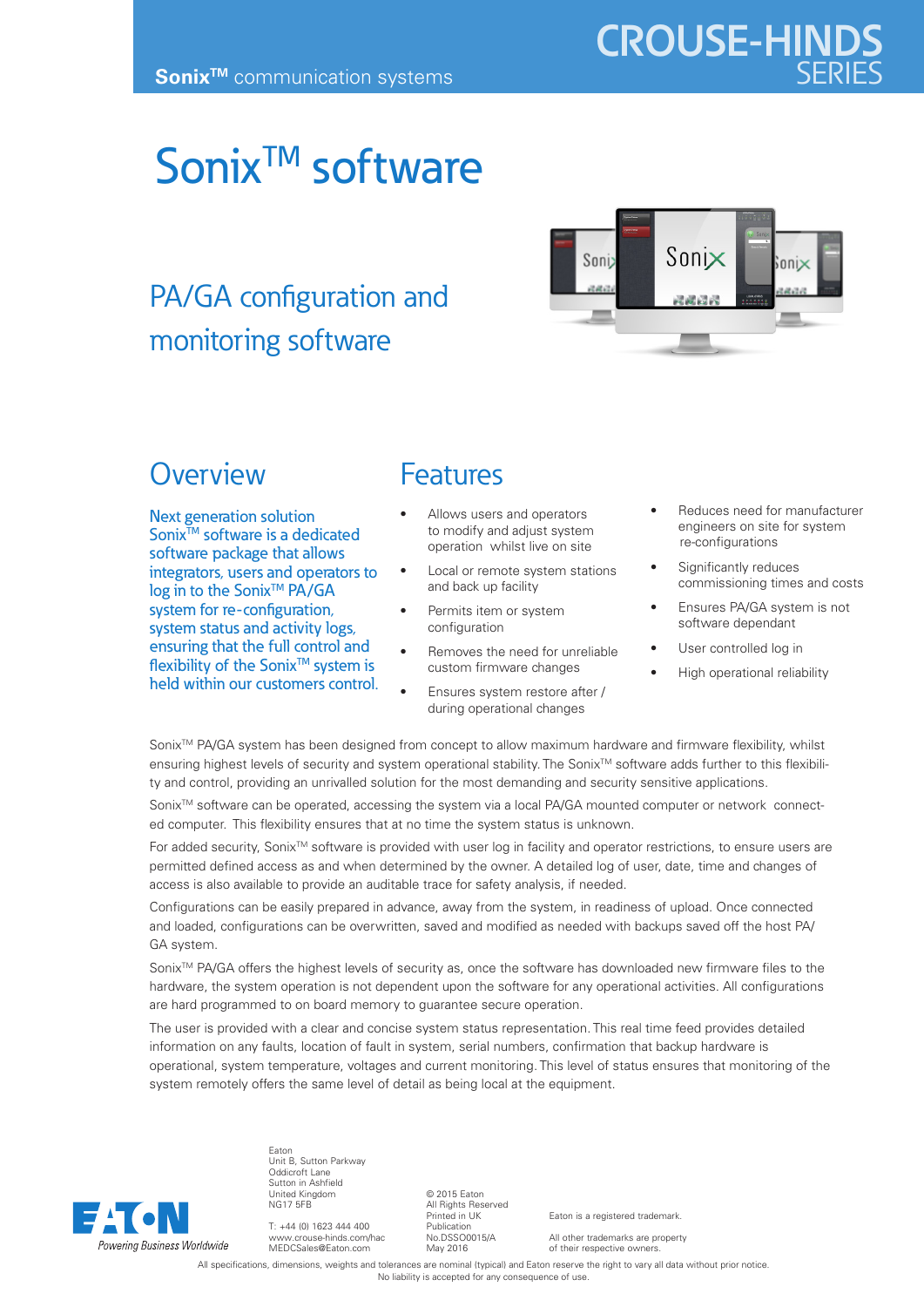Sonix™ communication systems

CROUSE-HINDS SERIES

# Sonix™ software

## PA/GA configuration and monitoring software

## Overview

**Next generation solution**
Sonix™ software is a dedicated software package that allows integrators, users and operators to log in to the Sonix™ PA/GA system for re-configuration, system status and activity logs, ensuring that the full control and flexibility of the Sonix™ system is held within our customers control.

## Features

- Allows users and operators to modify and adjust system operation whilst live on site
- Local or remote system stations and back up facility
- Permits item or system configuration
- Removes the need for unreliable custom firmware changes
- Ensures system restore after / during operational changes
- Reduces need for manufacturer engineers on site for system re-configurations
- Significantly reduces commissioning times and costs
- Ensures PA/GA system is not software dependant
- User controlled log in
- High operational reliability

Sonix™ PA/GA system has been designed from concept to allow maximum hardware and firmware flexibility, whilst ensuring highest levels of security and system operational stability. The Sonix™ software adds further to this flexibility and control, providing an unrivalled solution for the most demanding and security sensitive applications.

Sonix™ software can be operated, accessing the system via a local PA/GA mounted computer or network connected computer. This flexibility ensures that at no time the system status is unknown.

For added security, Sonix™ software is provided with user log in facility and operator restrictions, to ensure users are permitted defined access as and when determined by the owner. A detailed log of user, date, time and changes of access is also available to provide an auditable trace for safety analysis, if needed.

Configurations can be easily prepared in advance, away from the system, in readiness of upload. Once connected and loaded, configurations can be overwritten, saved and modified as needed with backups saved off the host PA/GA system.

Sonix™ PA/GA offers the highest levels of security as, once the software has downloaded new firmware files to the hardware, the system operation is not dependent upon the software for any operational activities. All configurations are hard programmed to on board memory to guarantee secure operation.

The user is provided with a clear and concise system status representation. This real time feed provides detailed information on any faults, location of fault in system, serial numbers, confirmation that backup hardware is operational, system temperature, voltages and current monitoring. This level of status ensures that monitoring of the system remotely offers the same level of detail as being local at the equipment.

EATON
Powering Business Worldwide

Eaton
Unit B, Sutton Parkway
Oddicroft Lane
Sutton in Ashfield
United Kingdom
NG17 5FB

T: +44 (0) 1623 444 400
www.crouse-hinds.com/hac
MEDCSales@Eaton.com

© 2015 Eaton
All Rights Reserved
Printed in UK
Publication
No.DSSO0015/A
May 2016

Eaton is a registered trademark.

All other trademarks are property of their respective owners.

All specifications, dimensions, weights and tolerances are nominal (typical) and Eaton reserve the right to vary all data without prior notice. No liability is accepted for any consequence of use.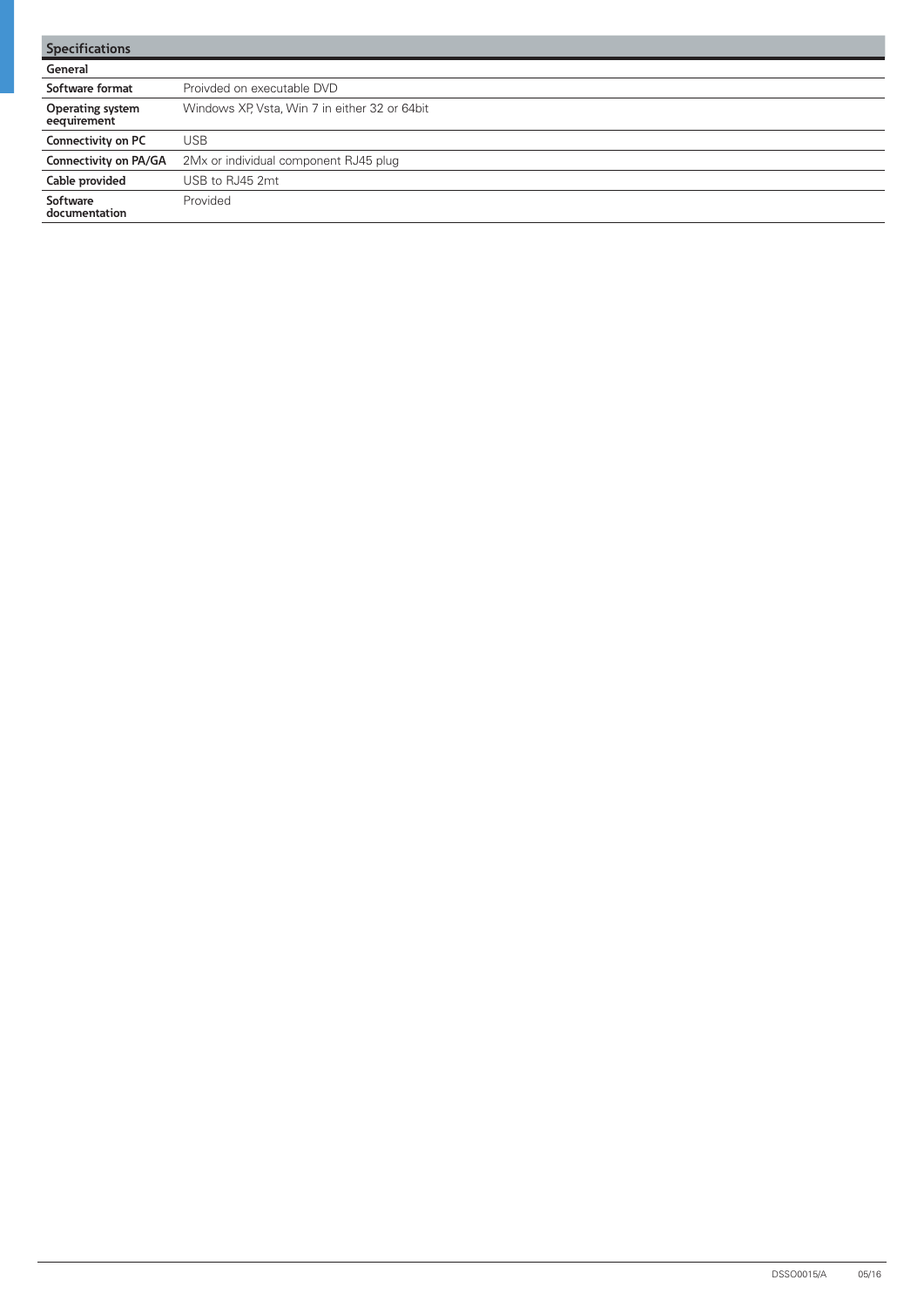| Specifications | |
| --- | --- |
| **General** | |
| **Software format** | Proivded on executable DVD |
| **Operating system eequirement** | Windows XP, Vsta, Win 7 in either 32 or 64bit |
| **Connectivity on PC** | USB |
| **Connectivity on PA/GA** | 2Mx or individual component RJ45 plug |
| **Cable provided** | USB to RJ45 2mt |
| **Software documentation** | Provided |

DSSO0015/A 05/16